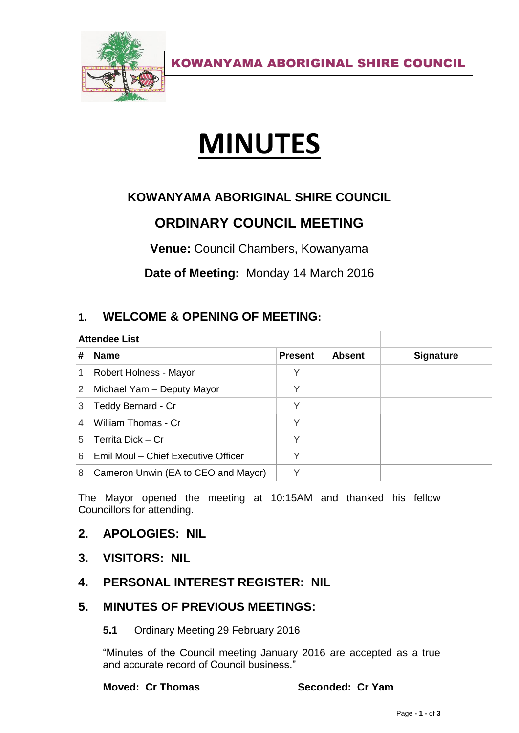**KOWANYAMA ABORIGINAL SHIRE COUNCIL**

# MINUTES

## KOWANYAMA ABORIGINAL SHIRE COUNCIL

## ORDINARY COUNCIL MEETING

**Venue:** Council Chambers, Kowanyama

**Date of Meeting:** Monday 14 March 2016

## 1. WELCOME & OPENING OF MEETING:

| Attendee List | | | | |
|---|---|---|---|---|
| # | Name | Present | Absent | Signature |
| 1 | Robert Holness - Mayor | Y | | |
| 2 | Michael Yam – Deputy Mayor | Y | | |
| 3 | Teddy Bernard - Cr | Y | | |
| 4 | William Thomas - Cr | Y | | |
| 5 | Territa Dick – Cr | Y | | |
| 6 | Emil Moul – Chief Executive Officer | Y | | |
| 8 | Cameron Unwin (EA to CEO and Mayor) | Y | | |

The Mayor opened the meeting at 10:15AM and thanked his fellow Councillors for attending.

## 2. APOLOGIES: NIL

## 3. VISITORS: NIL

## 4. PERSONAL INTEREST REGISTER: NIL

## 5. MINUTES OF PREVIOUS MEETINGS:

**5.1** Ordinary Meeting 29 February 2016

"Minutes of the Council meeting January 2016 are accepted as a true and accurate record of Council business."

**Moved: Cr Thomas** **Seconded: Cr Yam**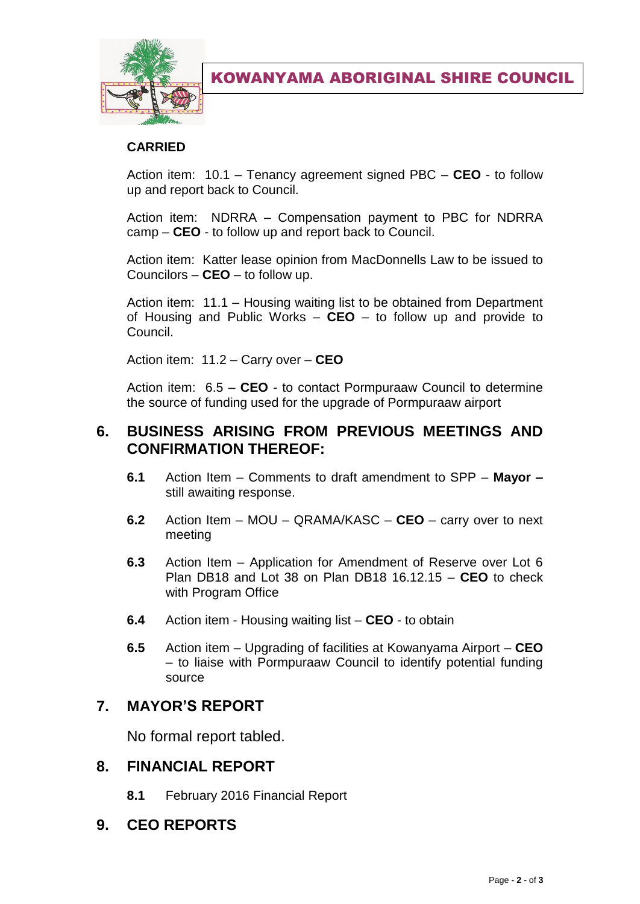**CARRIED**

Action item: 10.1 – Tenancy agreement signed PBC – **CEO** - to follow up and report back to Council.

Action item: NDRRA – Compensation payment to PBC for NDRRA camp – **CEO** - to follow up and report back to Council.

Action item: Katter lease opinion from MacDonnells Law to be issued to Councilors – **CEO** – to follow up.

Action item: 11.1 – Housing waiting list to be obtained from Department of Housing and Public Works – **CEO** – to follow up and provide to Council.

Action item: 11.2 – Carry over – **CEO**

Action item: 6.5 – **CEO** - to contact Pormpuraaw Council to determine the source of funding used for the upgrade of Pormpuraaw airport

## 6. BUSINESS ARISING FROM PREVIOUS MEETINGS AND CONFIRMATION THEREOF:

**6.1** Action Item – Comments to draft amendment to SPP – **Mayor –** still awaiting response.

**6.2** Action Item – MOU – QRAMA/KASC – **CEO** – carry over to next meeting

**6.3** Action Item – Application for Amendment of Reserve over Lot 6 Plan DB18 and Lot 38 on Plan DB18 16.12.15 – **CEO** to check with Program Office

**6.4** Action item - Housing waiting list – **CEO** - to obtain

**6.5** Action item – Upgrading of facilities at Kowanyama Airport – **CEO** – to liaise with Pormpuraaw Council to identify potential funding source

## 7. MAYOR'S REPORT

No formal report tabled.

## 8. FINANCIAL REPORT

**8.1** February 2016 Financial Report

## 9. CEO REPORTS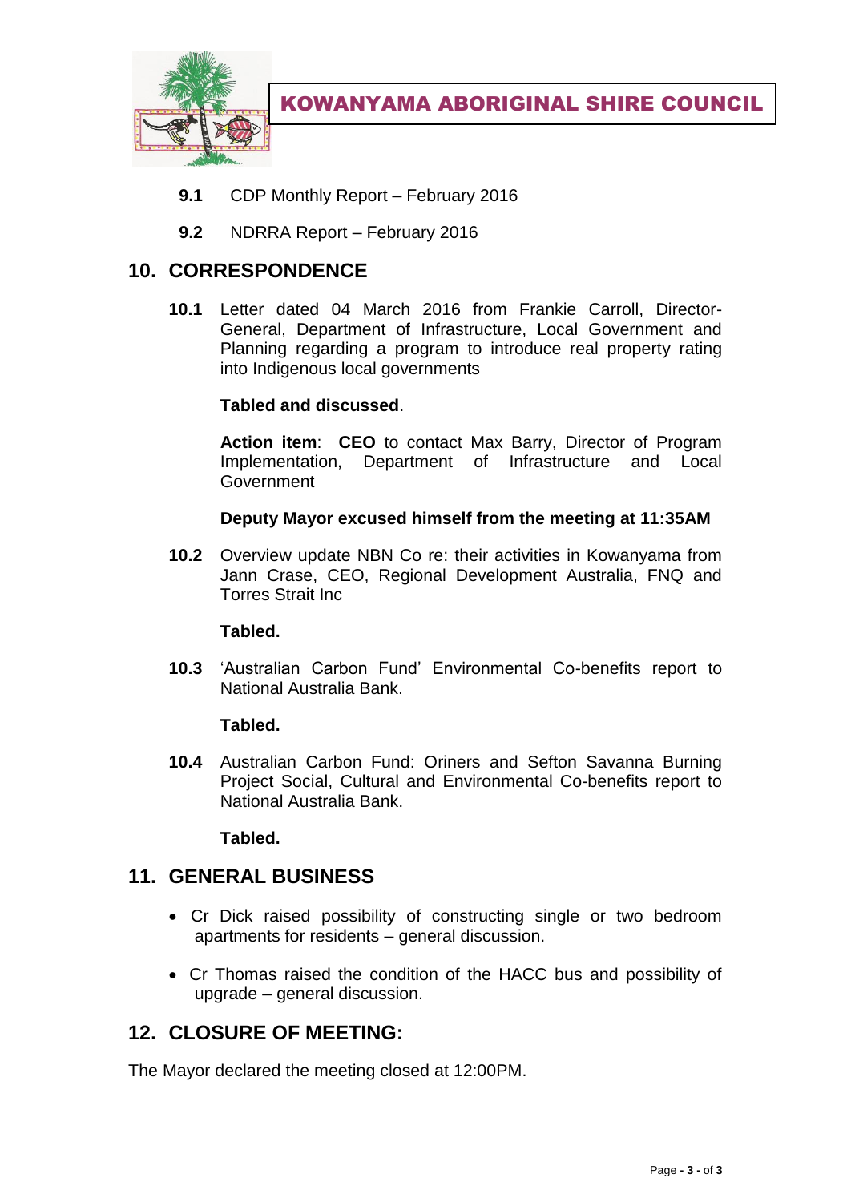**9.1** CDP Monthly Report – February 2016

**9.2** NDRRA Report – February 2016

## 10. CORRESPONDENCE

**10.1** Letter dated 04 March 2016 from Frankie Carroll, Director-General, Department of Infrastructure, Local Government and Planning regarding a program to introduce real property rating into Indigenous local governments

**Tabled and discussed**.

**Action item**: **CEO** to contact Max Barry, Director of Program Implementation, Department of Infrastructure and Local Government

**Deputy Mayor excused himself from the meeting at 11:35AM**

**10.2** Overview update NBN Co re: their activities in Kowanyama from Jann Crase, CEO, Regional Development Australia, FNQ and Torres Strait Inc

**Tabled.**

**10.3** 'Australian Carbon Fund' Environmental Co-benefits report to National Australia Bank.

**Tabled.**

**10.4** Australian Carbon Fund: Oriners and Sefton Savanna Burning Project Social, Cultural and Environmental Co-benefits report to National Australia Bank.

**Tabled.**

## 11. GENERAL BUSINESS

- Cr Dick raised possibility of constructing single or two bedroom apartments for residents – general discussion.
- Cr Thomas raised the condition of the HACC bus and possibility of upgrade – general discussion.

## 12. CLOSURE OF MEETING:

The Mayor declared the meeting closed at 12:00PM.